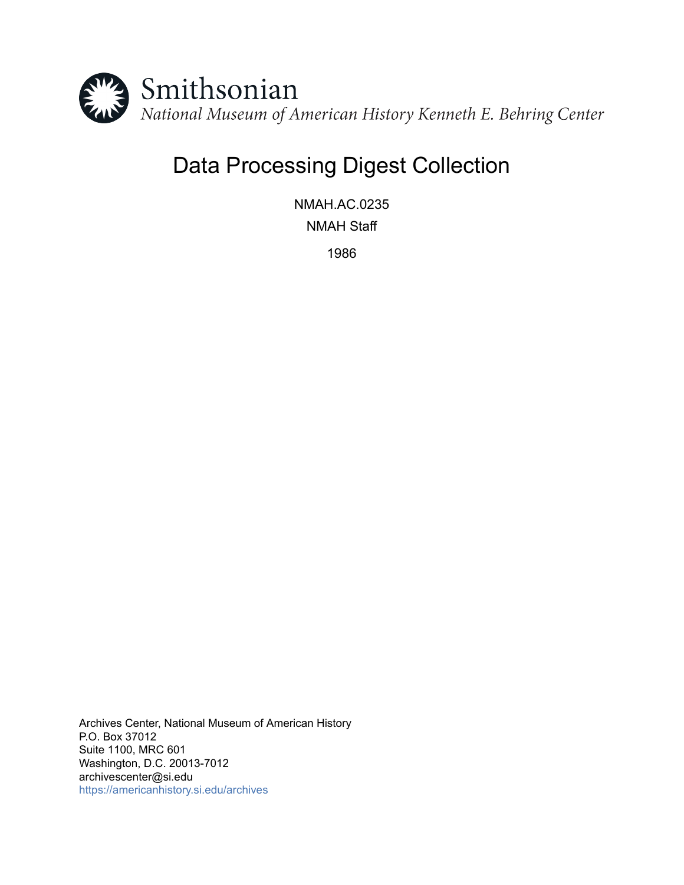Smithsonian

*National Museum of American History Kenneth E. Behring Center*

# Data Processing Digest Collection

NMAH.AC.0235

NMAH Staff

1986

Archives Center, National Museum of American History
P.O. Box 37012
Suite 1100, MRC 601
Washington, D.C. 20013-7012
archivescenter@si.edu
https://americanhistory.si.edu/archives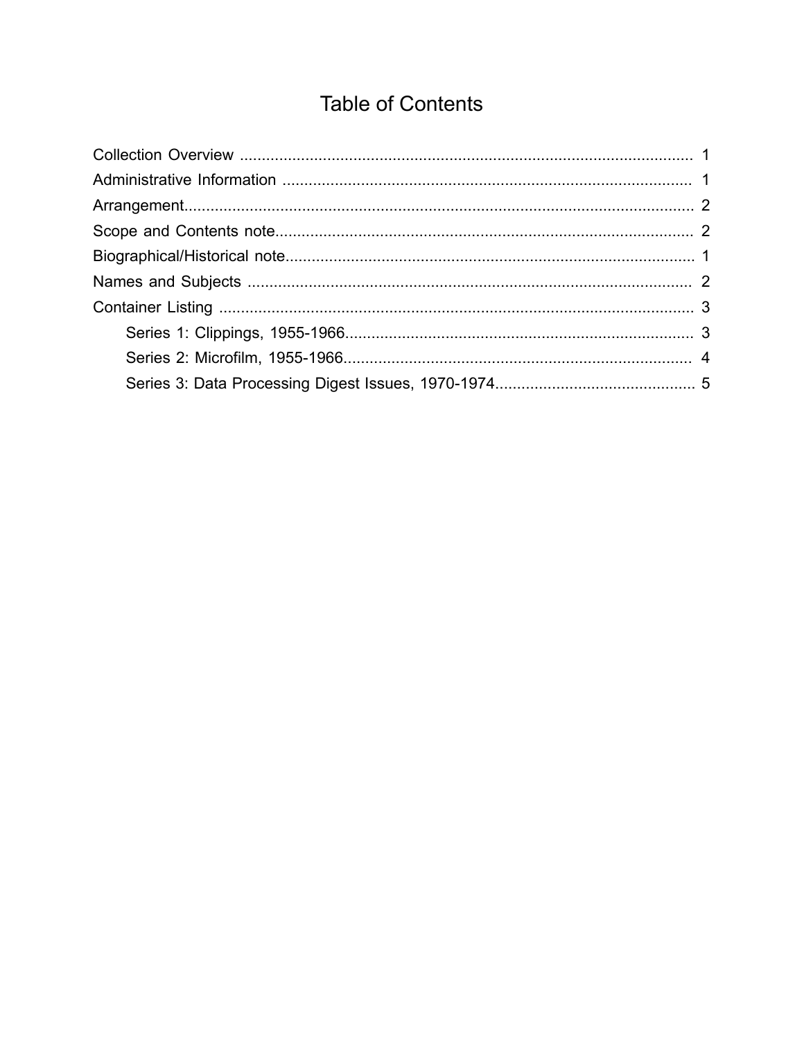# Table of Contents

- Collection Overview ........................................ 1
- Administrative Information ........................................ 1
- Arrangement........................................ 2
- Scope and Contents note........................................ 2
- Biographical/Historical note........................................ 1
- Names and Subjects ........................................ 2
- Container Listing ........................................ 3
  - Series 1: Clippings, 1955-1966........................................ 3
  - Series 2: Microfilm, 1955-1966........................................ 4
  - Series 3: Data Processing Digest Issues, 1970-1974........................................ 5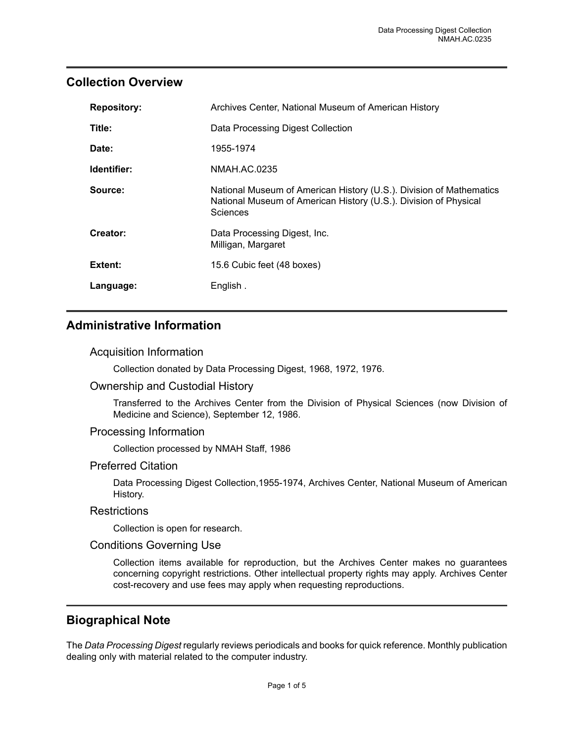## Collection Overview

| | |
|---|---|
| **Repository:** | Archives Center, National Museum of American History |
| **Title:** | Data Processing Digest Collection |
| **Date:** | 1955-1974 |
| **Identifier:** | NMAH.AC.0235 |
| **Source:** | National Museum of American History (U.S.). Division of Mathematics<br>National Museum of American History (U.S.). Division of Physical Sciences |
| **Creator:** | Data Processing Digest, Inc.<br>Milligan, Margaret |
| **Extent:** | 15.6 Cubic feet (48 boxes) |
| **Language:** | English . |

## Administrative Information

### Acquisition Information

Collection donated by Data Processing Digest, 1968, 1972, 1976.

### Ownership and Custodial History

Transferred to the Archives Center from the Division of Physical Sciences (now Division of Medicine and Science), September 12, 1986.

### Processing Information

Collection processed by NMAH Staff, 1986

### Preferred Citation

Data Processing Digest Collection,1955-1974, Archives Center, National Museum of American History.

### Restrictions

Collection is open for research.

### Conditions Governing Use

Collection items available for reproduction, but the Archives Center makes no guarantees concerning copyright restrictions. Other intellectual property rights may apply. Archives Center cost-recovery and use fees may apply when requesting reproductions.

## Biographical Note

The *Data Processing Digest* regularly reviews periodicals and books for quick reference. Monthly publication dealing only with material related to the computer industry.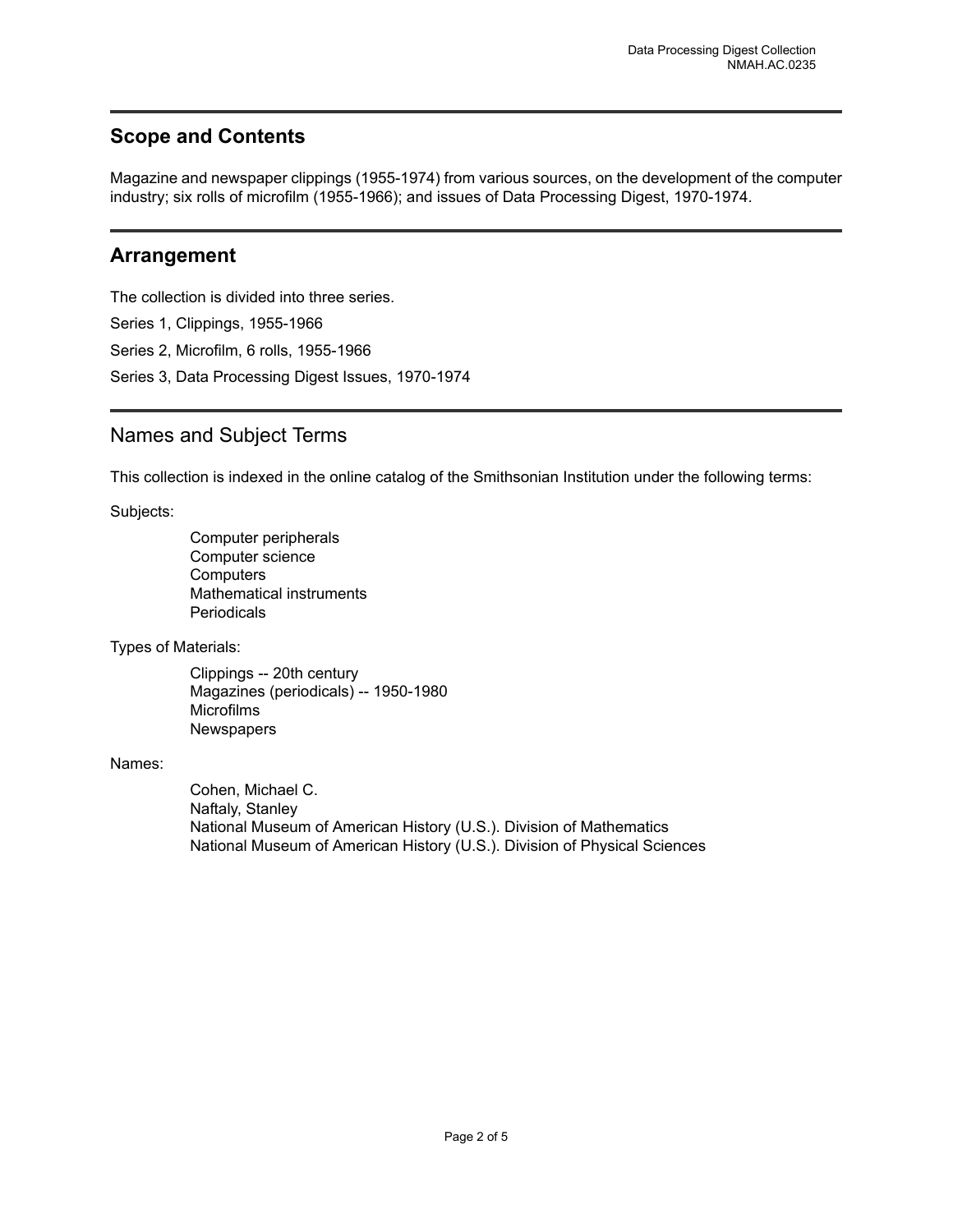## Scope and Contents

Magazine and newspaper clippings (1955-1974) from various sources, on the development of the computer industry; six rolls of microfilm (1955-1966); and issues of Data Processing Digest, 1970-1974.

## Arrangement

The collection is divided into three series.

Series 1, Clippings, 1955-1966

Series 2, Microfilm, 6 rolls, 1955-1966

Series 3, Data Processing Digest Issues, 1970-1974

## Names and Subject Terms

This collection is indexed in the online catalog of the Smithsonian Institution under the following terms:

Subjects:

- Computer peripherals
- Computer science
- Computers
- Mathematical instruments
- Periodicals

Types of Materials:

- Clippings -- 20th century
- Magazines (periodicals) -- 1950-1980
- Microfilms
- Newspapers

Names:

- Cohen, Michael C.
- Naftaly, Stanley
- National Museum of American History (U.S.). Division of Mathematics
- National Museum of American History (U.S.). Division of Physical Sciences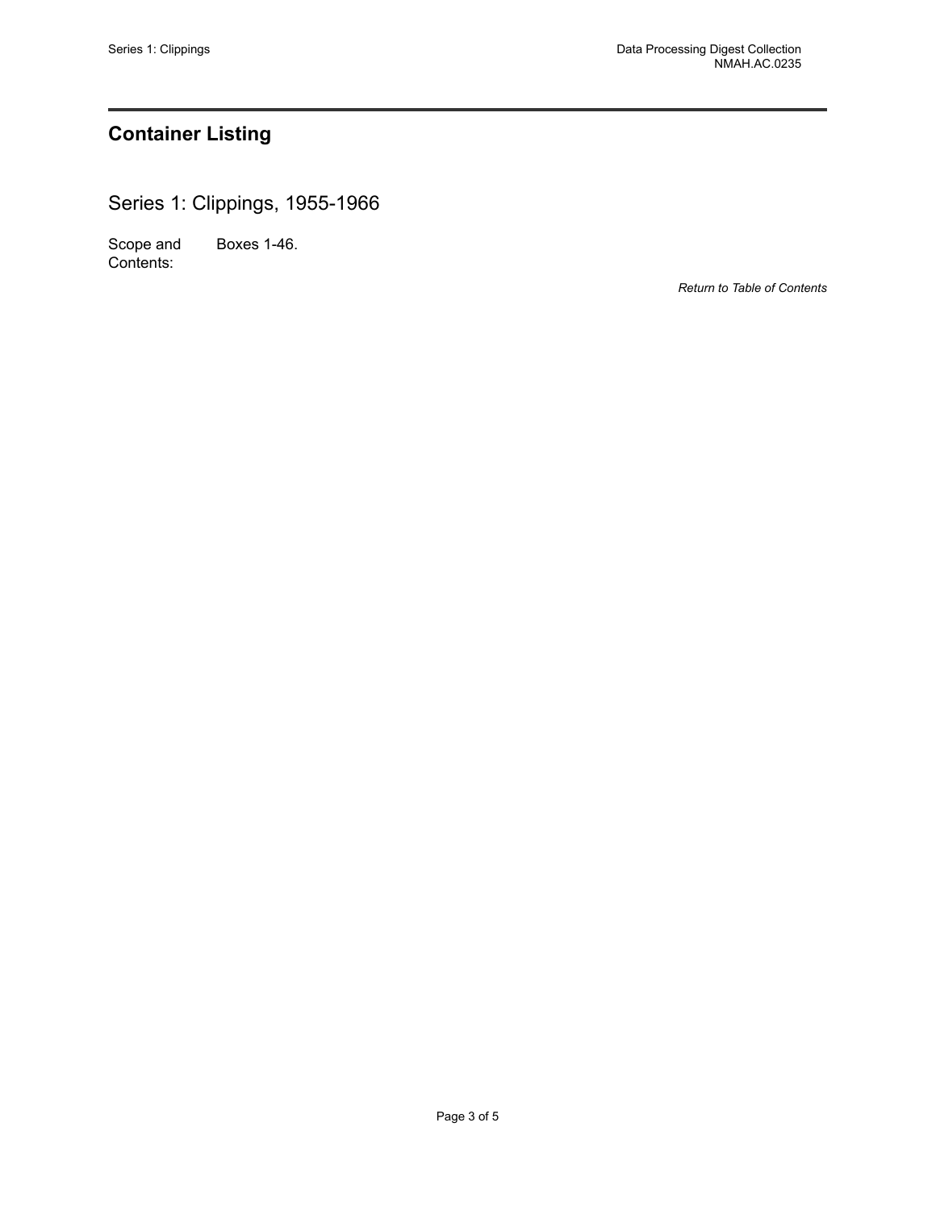## Container Listing

### Series 1: Clippings, 1955-1966

Scope and Contents: Boxes 1-46.

*Return to Table of Contents*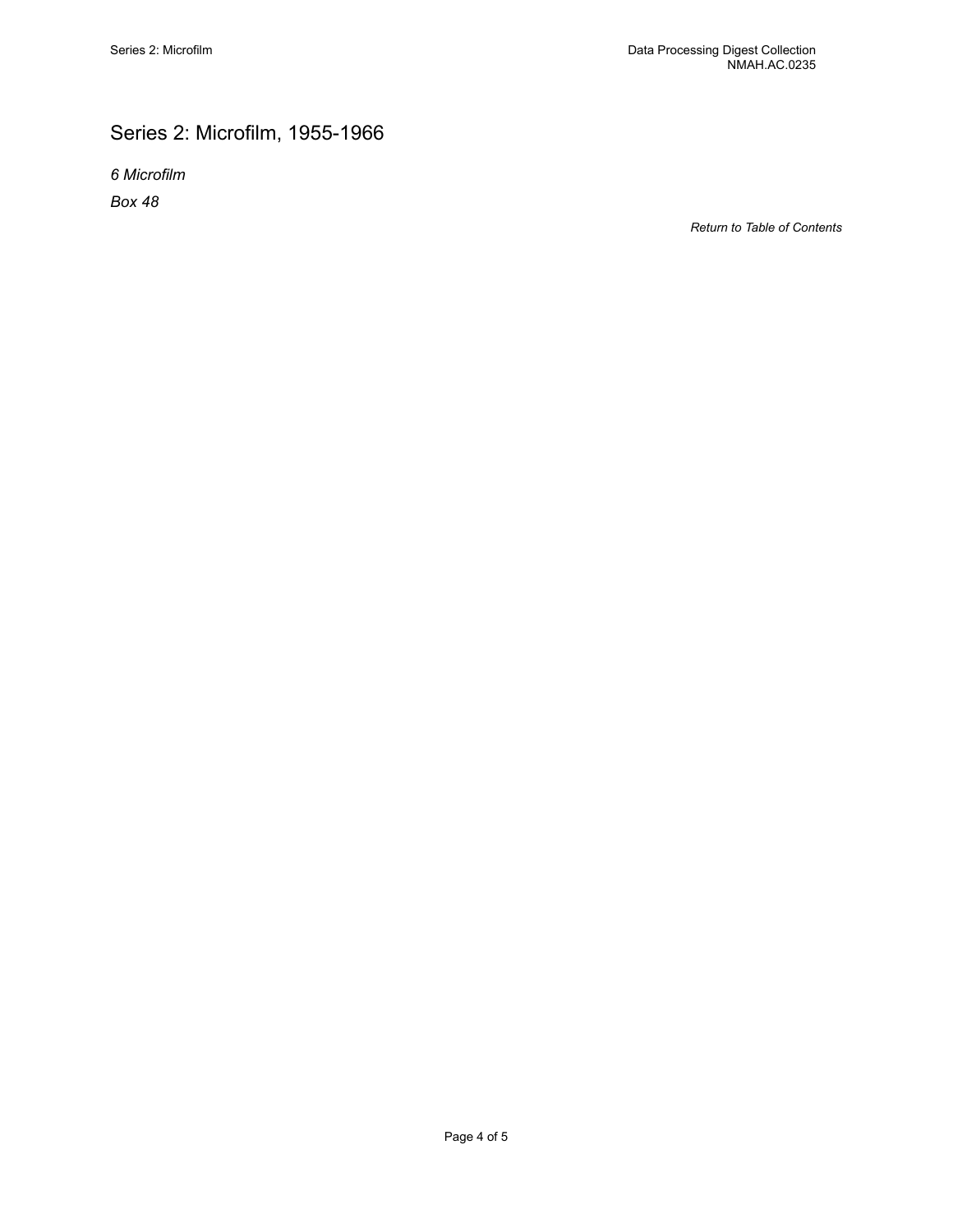## Series 2: Microfilm, 1955-1966

*6 Microfilm*

*Box 48*

*Return to Table of Contents*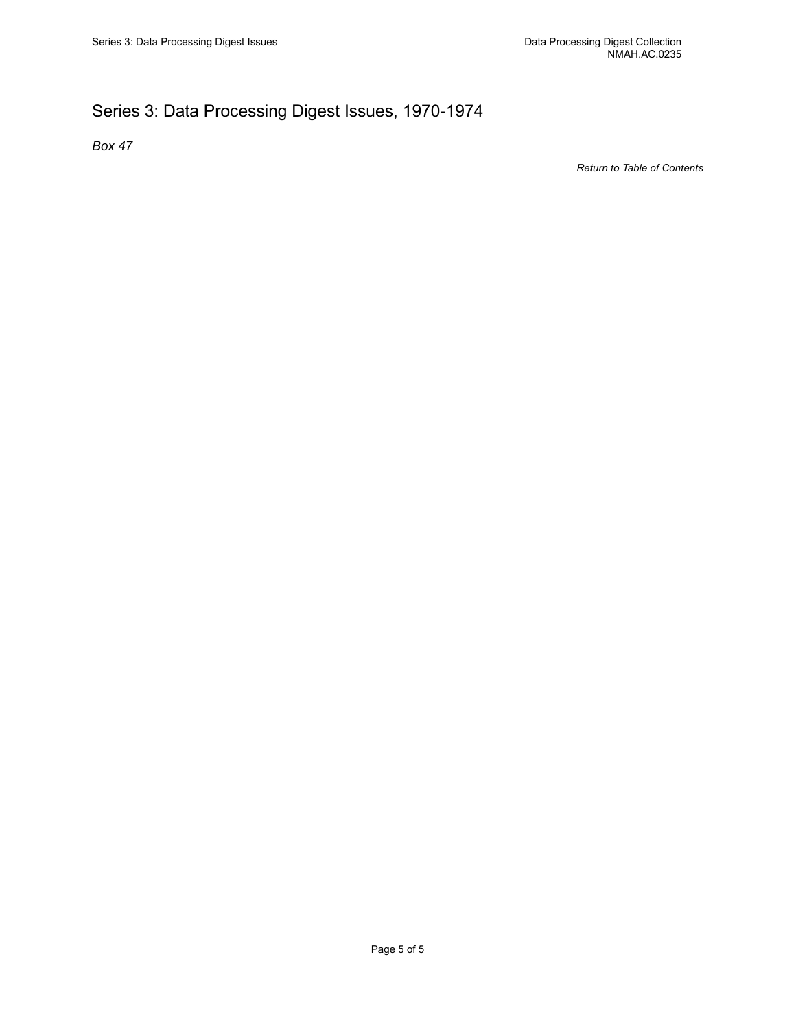# Series 3: Data Processing Digest Issues, 1970-1974

*Box 47*

*Return to Table of Contents*